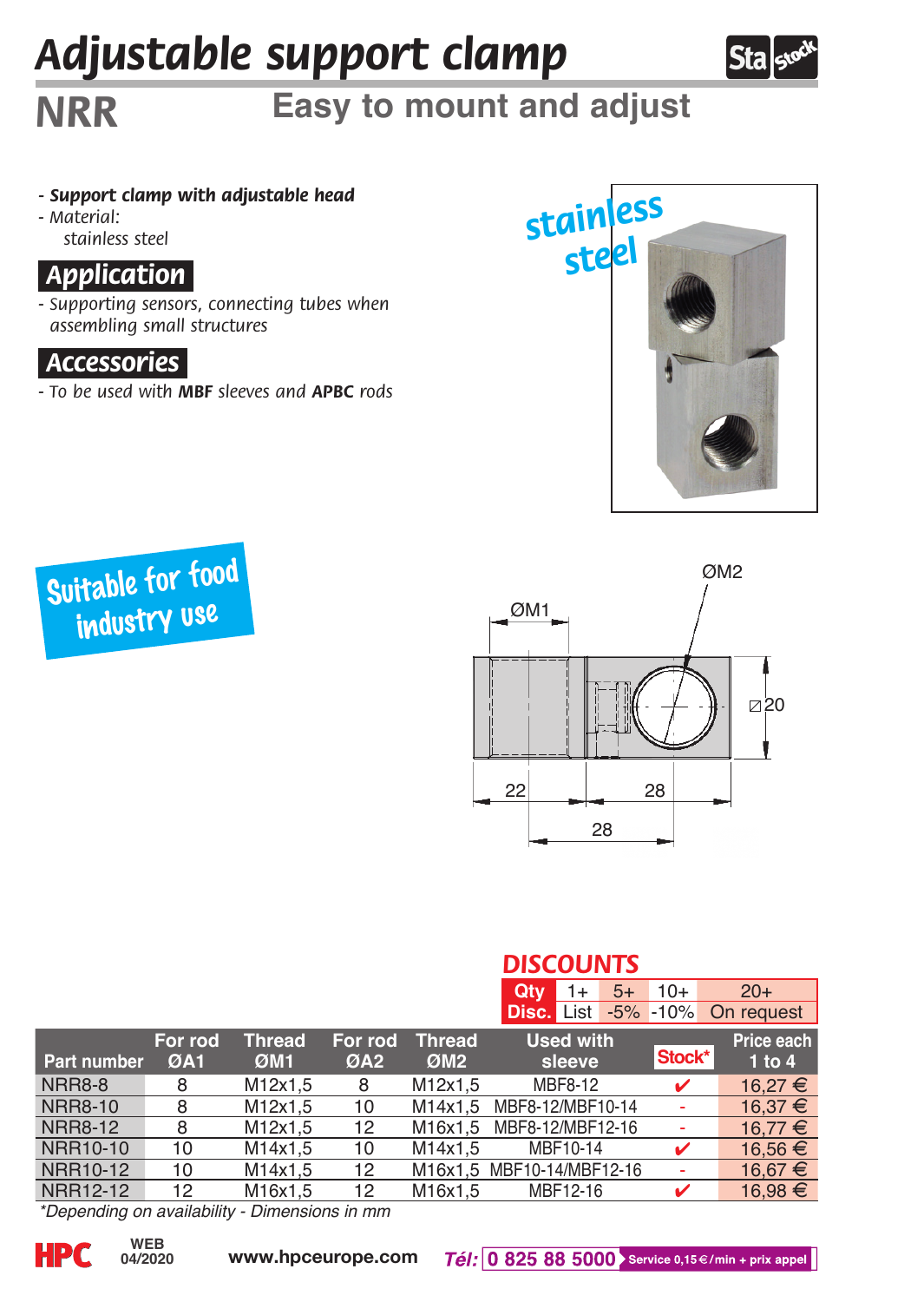# Adjustable support clamp

## NRR

### Easy to mount and adjust

- ***Support clamp with adjustable head***
- *Material:*
  *stainless steel*

## Application

- *Supporting sensors, connecting tubes when assembling small structures*

## Accessories

- *To be used with* **MBF** *sleeves and* **APBC** *rods*

stainless steel

Suitable for food industry use

ØM1 ØM2 ⊠20 22 28 28

**DISCOUNTS**

| Qty | 1+ | 5+ | 10+ | 20+ |
|---|---|---|---|---|
| Disc. | List | -5% | -10% | On request |

| Part number | For rod ØA1 | Thread ØM1 | For rod ØA2 | Thread ØM2 | Used with sleeve | Stock* | Price each 1 to 4 |
|---|---|---|---|---|---|---|---|
| NRR8-8 | 8 | M12x1,5 | 8 | M12x1,5 | MBF8-12 | ✔ | 16,27 € |
| NRR8-10 | 8 | M12x1,5 | 10 | M14x1,5 | MBF8-12/MBF10-14 | - | 16,37 € |
| NRR8-12 | 8 | M12x1,5 | 12 | M16x1,5 | MBF8-12/MBF12-16 | - | 16,77 € |
| NRR10-10 | 10 | M14x1,5 | 10 | M14x1,5 | MBF10-14 | ✔ | 16,56 € |
| NRR10-12 | 10 | M14x1,5 | 12 | M16x1,5 | MBF10-14/MBF12-16 | - | 16,67 € |
| NRR12-12 | 12 | M16x1,5 | 12 | M16x1,5 | MBF12-16 | ✔ | 16,98 € |

*\*Depending on availability - Dimensions in mm*

WEB 04/2020 www.hpceurope.com Tél: 0 825 88 5000 Service 0,15 €/min + prix appel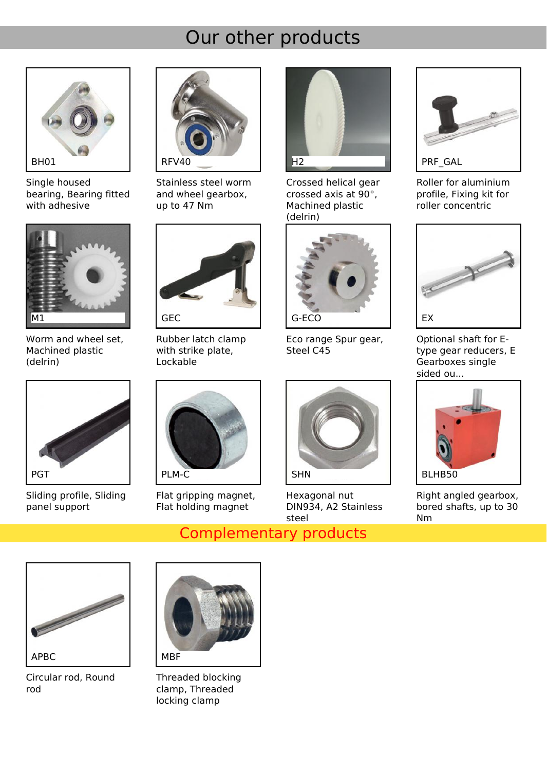# Our other products

BH01

Single housed bearing, Bearing fitted with adhesive

RFV40

Stainless steel worm and wheel gearbox, up to 47 Nm

H2

Crossed helical gear crossed axis at 90°, Machined plastic (delrin)

PRF_GAL

Roller for aluminium profile, Fixing kit for roller concentric

M1

Worm and wheel set, Machined plastic (delrin)

GEC

Rubber latch clamp with strike plate, Lockable

G-ECO

Eco range Spur gear, Steel C45

EX

Optional shaft for E-type gear reducers, E Gearboxes single sided ou...

PGT

Sliding profile, Sliding panel support

PLM-C

Flat gripping magnet, Flat holding magnet

SHN

Hexagonal nut DIN934, A2 Stainless steel

BLHB50

Right angled gearbox, bored shafts, up to 30 Nm

# Complementary products

APBC

Circular rod, Round rod

MBF

Threaded blocking clamp, Threaded locking clamp